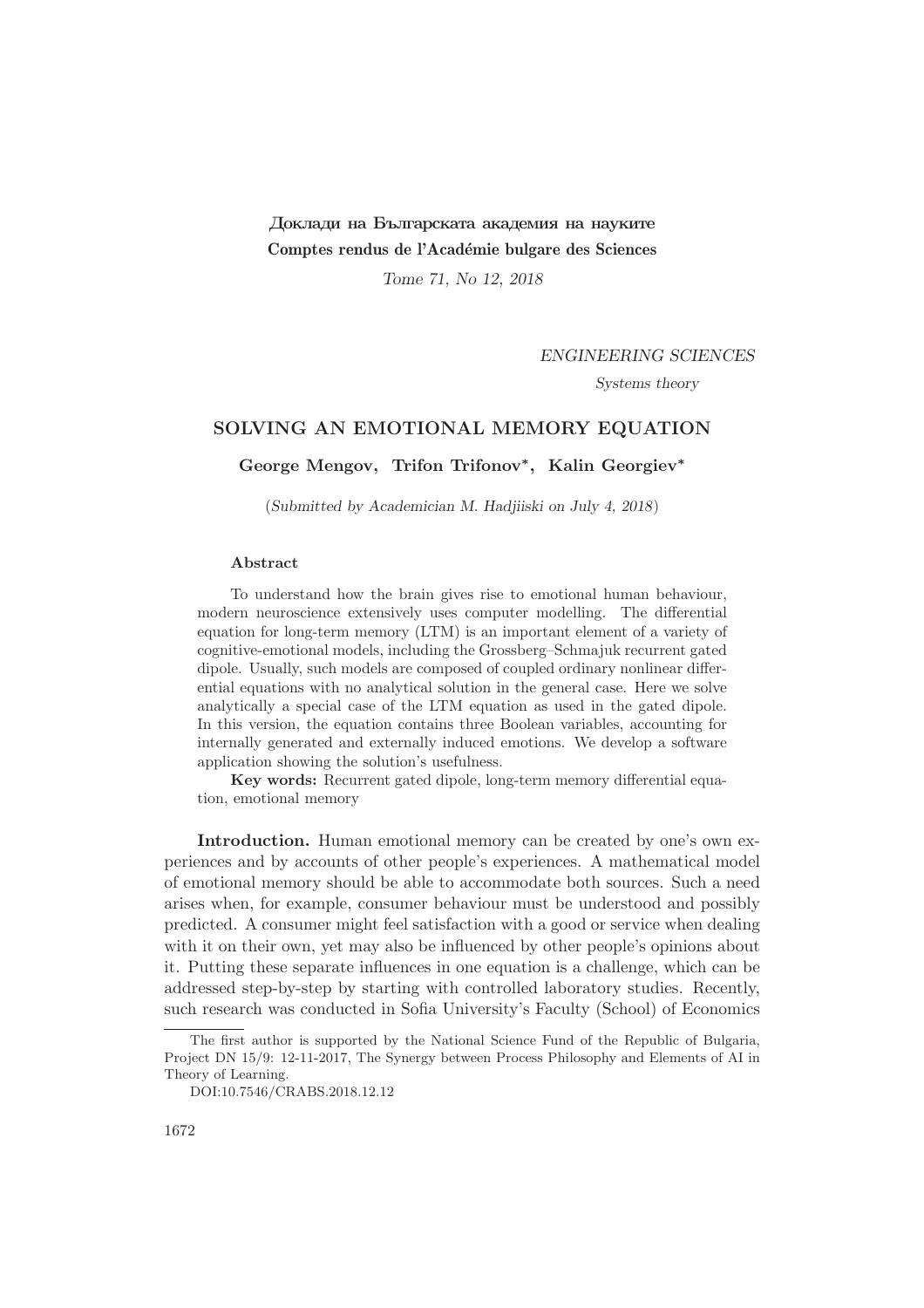Доклади на Българската академия на науките
**Comptes rendus de l'Académie bulgare des Sciences**

*Tome 71, No 12, 2018*

*ENGINEERING SCIENCES*

*Systems theory*

# SOLVING AN EMOTIONAL MEMORY EQUATION

**George Mengov, Trifon Trifonov*, Kalin Georgiev***

(*Submitted by Academician M. Hadjiiski on July 4, 2018*)

### Abstract

To understand how the brain gives rise to emotional human behaviour, modern neuroscience extensively uses computer modelling. The differential equation for long-term memory (LTM) is an important element of a variety of cognitive-emotional models, including the Grossberg–Schmajuk recurrent gated dipole. Usually, such models are composed of coupled ordinary nonlinear differential equations with no analytical solution in the general case. Here we solve analytically a special case of the LTM equation as used in the gated dipole. In this version, the equation contains three Boolean variables, accounting for internally generated and externally induced emotions. We develop a software application showing the solution's usefulness.

**Key words:** Recurrent gated dipole, long-term memory differential equation, emotional memory

**Introduction.** Human emotional memory can be created by one's own experiences and by accounts of other people's experiences. A mathematical model of emotional memory should be able to accommodate both sources. Such a need arises when, for example, consumer behaviour must be understood and possibly predicted. A consumer might feel satisfaction with a good or service when dealing with it on their own, yet may also be influenced by other people's opinions about it. Putting these separate influences in one equation is a challenge, which can be addressed step-by-step by starting with controlled laboratory studies. Recently, such research was conducted in Sofia University's Faculty (School) of Economics

The first author is supported by the National Science Fund of the Republic of Bulgaria, Project DN 15/9: 12-11-2017, The Synergy between Process Philosophy and Elements of AI in Theory of Learning.

DOI:10.7546/CRABS.2018.12.12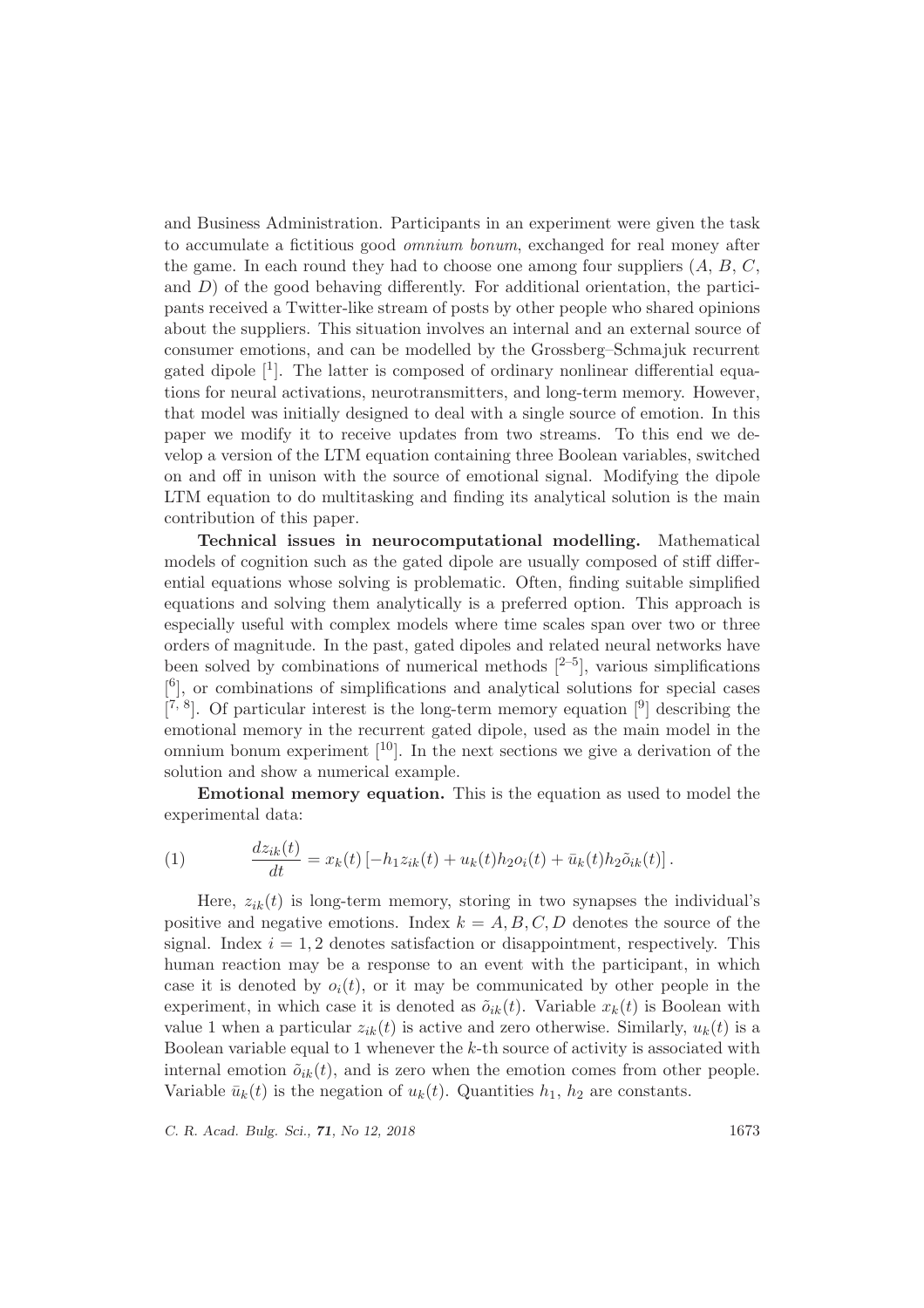and Business Administration. Participants in an experiment were given the task to accumulate a fictitious good *omnium bonum*, exchanged for real money after the game. In each round they had to choose one among four suppliers ($A$, $B$, $C$, and $D$) of the good behaving differently. For additional orientation, the participants received a Twitter-like stream of posts by other people who shared opinions about the suppliers. This situation involves an internal and an external source of consumer emotions, and can be modelled by the Grossberg–Schmajuk recurrent gated dipole [1]. The latter is composed of ordinary nonlinear differential equations for neural activations, neurotransmitters, and long-term memory. However, that model was initially designed to deal with a single source of emotion. In this paper we modify it to receive updates from two streams. To this end we develop a version of the LTM equation containing three Boolean variables, switched on and off in unison with the source of emotional signal. Modifying the dipole LTM equation to do multitasking and finding its analytical solution is the main contribution of this paper.

**Technical issues in neurocomputational modelling.** Mathematical models of cognition such as the gated dipole are usually composed of stiff differential equations whose solving is problematic. Often, finding suitable simplified equations and solving them analytically is a preferred option. This approach is especially useful with complex models where time scales span over two or three orders of magnitude. In the past, gated dipoles and related neural networks have been solved by combinations of numerical methods [2–5], various simplifications [6], or combinations of simplifications and analytical solutions for special cases [7, 8]. Of particular interest is the long-term memory equation [9] describing the emotional memory in the recurrent gated dipole, used as the main model in the omnium bonum experiment [10]. In the next sections we give a derivation of the solution and show a numerical example.

**Emotional memory equation.** This is the equation as used to model the experimental data:

$$\frac{dz_{ik}(t)}{dt} = x_k(t)\left[-h_1 z_{ik}(t) + u_k(t) h_2 o_i(t) + \bar{u}_k(t) h_2 \tilde{o}_{ik}(t)\right]. \tag{1}$$

Here, $z_{ik}(t)$ is long-term memory, storing in two synapses the individual's positive and negative emotions. Index $k = A, B, C, D$ denotes the source of the signal. Index $i = 1, 2$ denotes satisfaction or disappointment, respectively. This human reaction may be a response to an event with the participant, in which case it is denoted by $o_i(t)$, or it may be communicated by other people in the experiment, in which case it is denoted as $\tilde{o}_{ik}(t)$. Variable $x_k(t)$ is Boolean with value 1 when a particular $z_{ik}(t)$ is active and zero otherwise. Similarly, $u_k(t)$ is a Boolean variable equal to 1 whenever the $k$-th source of activity is associated with internal emotion $\tilde{o}_{ik}(t)$, and is zero when the emotion comes from other people. Variable $\bar{u}_k(t)$ is the negation of $u_k(t)$. Quantities $h_1$, $h_2$ are constants.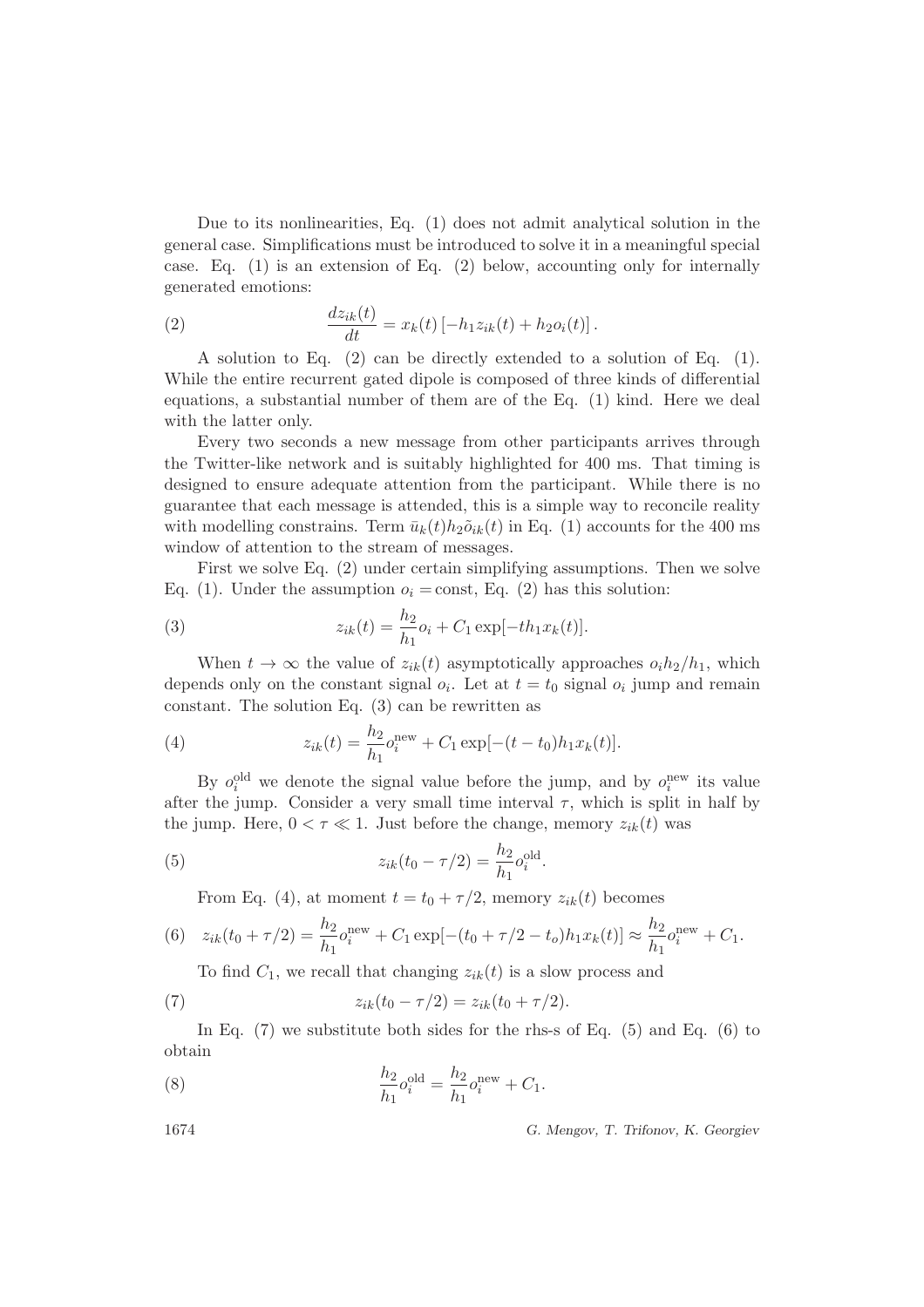Due to its nonlinearities, Eq. (1) does not admit analytical solution in the general case. Simplifications must be introduced to solve it in a meaningful special case. Eq. (1) is an extension of Eq. (2) below, accounting only for internally generated emotions:

$$\frac{dz_{ik}(t)}{dt} = x_k(t)\left[-h_1 z_{ik}(t) + h_2 o_i(t)\right]. \tag{2}$$

A solution to Eq. (2) can be directly extended to a solution of Eq. (1). While the entire recurrent gated dipole is composed of three kinds of differential equations, a substantial number of them are of the Eq. (1) kind. Here we deal with the latter only.

Every two seconds a new message from other participants arrives through the Twitter-like network and is suitably highlighted for 400 ms. That timing is designed to ensure adequate attention from the participant. While there is no guarantee that each message is attended, this is a simple way to reconcile reality with modelling constrains. Term $\bar{u}_k(t) h_2 \tilde{o}_{ik}(t)$ in Eq. (1) accounts for the 400 ms window of attention to the stream of messages.

First we solve Eq. (2) under certain simplifying assumptions. Then we solve Eq. (1). Under the assumption $o_i = \text{const}$, Eq. (2) has this solution:

$$z_{ik}(t) = \frac{h_2}{h_1} o_i + C_1 \exp[-t h_1 x_k(t)]. \tag{3}$$

When $t \to \infty$ the value of $z_{ik}(t)$ asymptotically approaches $o_i h_2 / h_1$, which depends only on the constant signal $o_i$. Let at $t = t_0$ signal $o_i$ jump and remain constant. The solution Eq. (3) can be rewritten as

$$z_{ik}(t) = \frac{h_2}{h_1} o_i^{\text{new}} + C_1 \exp[-(t - t_0) h_1 x_k(t)]. \tag{4}$$

By $o_i^{\text{old}}$ we denote the signal value before the jump, and by $o_i^{\text{new}}$ its value after the jump. Consider a very small time interval $\tau$, which is split in half by the jump. Here, $0 < \tau \ll 1$. Just before the change, memory $z_{ik}(t)$ was

$$z_{ik}(t_0 - \tau/2) = \frac{h_2}{h_1} o_i^{\text{old}}. \tag{5}$$

From Eq. (4), at moment $t = t_0 + \tau/2$, memory $z_{ik}(t)$ becomes

$$z_{ik}(t_0 + \tau/2) = \frac{h_2}{h_1} o_i^{\text{new}} + C_1 \exp[-(t_0 + \tau/2 - t_o) h_1 x_k(t)] \approx \frac{h_2}{h_1} o_i^{\text{new}} + C_1. \tag{6}$$

To find $C_1$, we recall that changing $z_{ik}(t)$ is a slow process and

$$z_{ik}(t_0 - \tau/2) = z_{ik}(t_0 + \tau/2). \tag{7}$$

In Eq. (7) we substitute both sides for the rhs-s of Eq. (5) and Eq. (6) to obtain

$$\frac{h_2}{h_1} o_i^{\text{old}} = \frac{h_2}{h_1} o_i^{\text{new}} + C_1. \tag{8}$$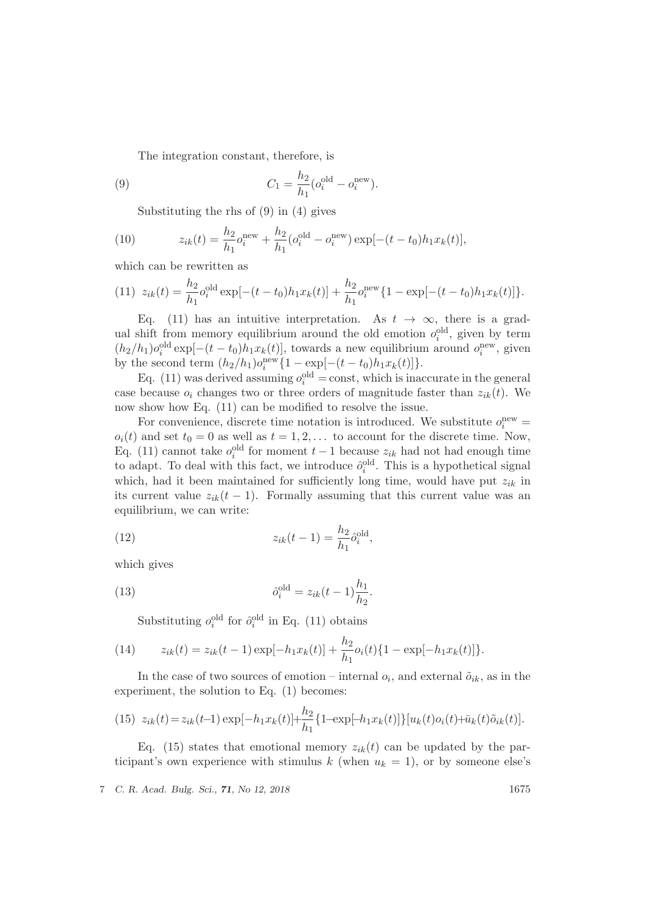The integration constant, therefore, is

$$C_1 = \frac{h_2}{h_1}(o_i^{\text{old}} - o_i^{\text{new}}). \tag{9}$$

Substituting the rhs of (9) in (4) gives

$$z_{ik}(t) = \frac{h_2}{h_1}o_i^{\text{new}} + \frac{h_2}{h_1}(o_i^{\text{old}} - o_i^{\text{new}})\exp[-(t - t_0)h_1 x_k(t)], \tag{10}$$

which can be rewritten as

$$z_{ik}(t) = \frac{h_2}{h_1}o_i^{\text{old}}\exp[-(t - t_0)h_1 x_k(t)] + \frac{h_2}{h_1}o_i^{\text{new}}\{1 - \exp[-(t - t_0)h_1 x_k(t)]\}. \tag{11}$$

Eq. (11) has an intuitive interpretation. As $t \to \infty$, there is a gradual shift from memory equilibrium around the old emotion $o_i^{\text{old}}$, given by term $(h_2/h_1)o_i^{\text{old}}\exp[-(t - t_0)h_1 x_k(t)]$, towards a new equilibrium around $o_i^{\text{new}}$, given by the second term $(h_2/h_1)o_i^{\text{new}}\{1 - \exp[-(t - t_0)h_1 x_k(t)]\}$.

Eq. (11) was derived assuming $o_i^{\text{old}} = \text{const}$, which is inaccurate in the general case because $o_i$ changes two or three orders of magnitude faster than $z_{ik}(t)$. We now show how Eq. (11) can be modified to resolve the issue.

For convenience, discrete time notation is introduced. We substitute $o_i^{\text{new}} = o_i(t)$ and set $t_0 = 0$ as well as $t = 1, 2, \ldots$ to account for the discrete time. Now, Eq. (11) cannot take $o_i^{\text{old}}$ for moment $t - 1$ because $z_{ik}$ had not had enough time to adapt. To deal with this fact, we introduce $\hat{o}_i^{\text{old}}$. This is a hypothetical signal which, had it been maintained for sufficiently long time, would have put $z_{ik}$ in its current value $z_{ik}(t-1)$. Formally assuming that this current value was an equilibrium, we can write:

$$z_{ik}(t-1) = \frac{h_2}{h_1}\hat{o}_i^{\text{old}}, \tag{12}$$

which gives

$$\hat{o}_i^{\text{old}} = z_{ik}(t-1)\frac{h_1}{h_2}. \tag{13}$$

Substituting $o_i^{\text{old}}$ for $\hat{o}_i^{\text{old}}$ in Eq. (11) obtains

$$z_{ik}(t) = z_{ik}(t-1)\exp[-h_1 x_k(t)] + \frac{h_2}{h_1}o_i(t)\{1 - \exp[-h_1 x_k(t)]\}. \tag{14}$$

In the case of two sources of emotion – internal $o_i$, and external $\tilde{o}_{ik}$, as in the experiment, the solution to Eq. (1) becomes:

$$z_{ik}(t) = z_{ik}(t-1)\exp[-h_1 x_k(t)] + \frac{h_2}{h_1}\{1 - \exp[-h_1 x_k(t)]\}[u_k(t)o_i(t) + \bar{u}_k(t)\tilde{o}_{ik}(t)]. \tag{15}$$

Eq. (15) states that emotional memory $z_{ik}(t)$ can be updated by the participant's own experience with stimulus $k$ (when $u_k = 1$), or by someone else's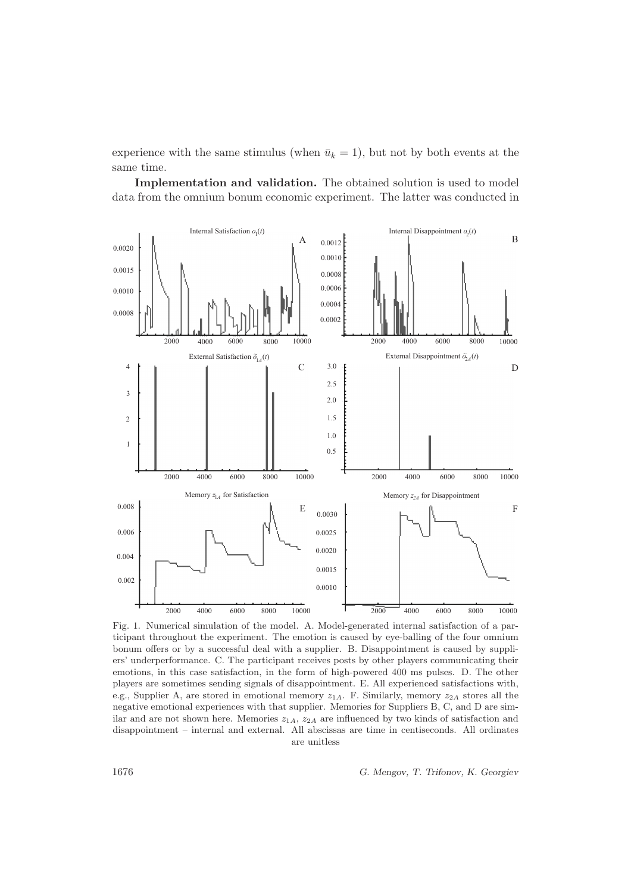experience with the same stimulus (when $\bar{u}_k = 1$), but not by both events at the same time.

**Implementation and validation.** The obtained solution is used to model data from the omnium bonum economic experiment. The latter was conducted in

Fig. 1. Numerical simulation of the model. A. Model-generated internal satisfaction of a participant throughout the experiment. The emotion is caused by eye-balling of the four omnium bonum offers or by a successful deal with a supplier. B. Disappointment is caused by suppliers' underperformance. C. The participant receives posts by other players communicating their emotions, in this case satisfaction, in the form of high-powered 400 ms pulses. D. The other players are sometimes sending signals of disappointment. E. All experienced satisfactions with, e.g., Supplier A, are stored in emotional memory $z_{1A}$. F. Similarly, memory $z_{2A}$ stores all the negative emotional experiences with that supplier. Memories for Suppliers B, C, and D are similar and are not shown here. Memories $z_{1A}$, $z_{2A}$ are influenced by two kinds of satisfaction and disappointment – internal and external. All abscissas are time in centiseconds. All ordinates are unitless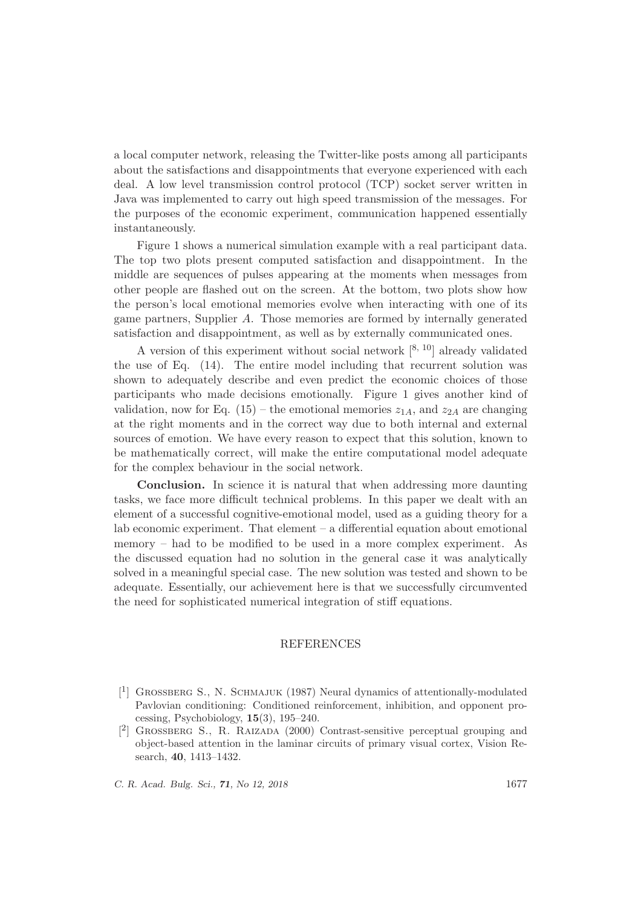a local computer network, releasing the Twitter-like posts among all participants about the satisfactions and disappointments that everyone experienced with each deal. A low level transmission control protocol (TCP) socket server written in Java was implemented to carry out high speed transmission of the messages. For the purposes of the economic experiment, communication happened essentially instantaneously.

Figure 1 shows a numerical simulation example with a real participant data. The top two plots present computed satisfaction and disappointment. In the middle are sequences of pulses appearing at the moments when messages from other people are flashed out on the screen. At the bottom, two plots show how the person's local emotional memories evolve when interacting with one of its game partners, Supplier $A$. Those memories are formed by internally generated satisfaction and disappointment, as well as by externally communicated ones.

A version of this experiment without social network [8, 10] already validated the use of Eq. (14). The entire model including that recurrent solution was shown to adequately describe and even predict the economic choices of those participants who made decisions emotionally. Figure 1 gives another kind of validation, now for Eq. (15) – the emotional memories $z_{1A}$, and $z_{2A}$ are changing at the right moments and in the correct way due to both internal and external sources of emotion. We have every reason to expect that this solution, known to be mathematically correct, will make the entire computational model adequate for the complex behaviour in the social network.

**Conclusion.** In science it is natural that when addressing more daunting tasks, we face more difficult technical problems. In this paper we dealt with an element of a successful cognitive-emotional model, used as a guiding theory for a lab economic experiment. That element – a differential equation about emotional memory – had to be modified to be used in a more complex experiment. As the discussed equation had no solution in the general case it was analytically solved in a meaningful special case. The new solution was tested and shown to be adequate. Essentially, our achievement here is that we successfully circumvented the need for sophisticated numerical integration of stiff equations.

## REFERENCES

[1] Grossberg S., N. Schmajuk (1987) Neural dynamics of attentionally-modulated Pavlovian conditioning: Conditioned reinforcement, inhibition, and opponent processing, Psychobiology, **15**(3), 195–240.

[2] Grossberg S., R. Raizada (2000) Contrast-sensitive perceptual grouping and object-based attention in the laminar circuits of primary visual cortex, Vision Research, **40**, 1413–1432.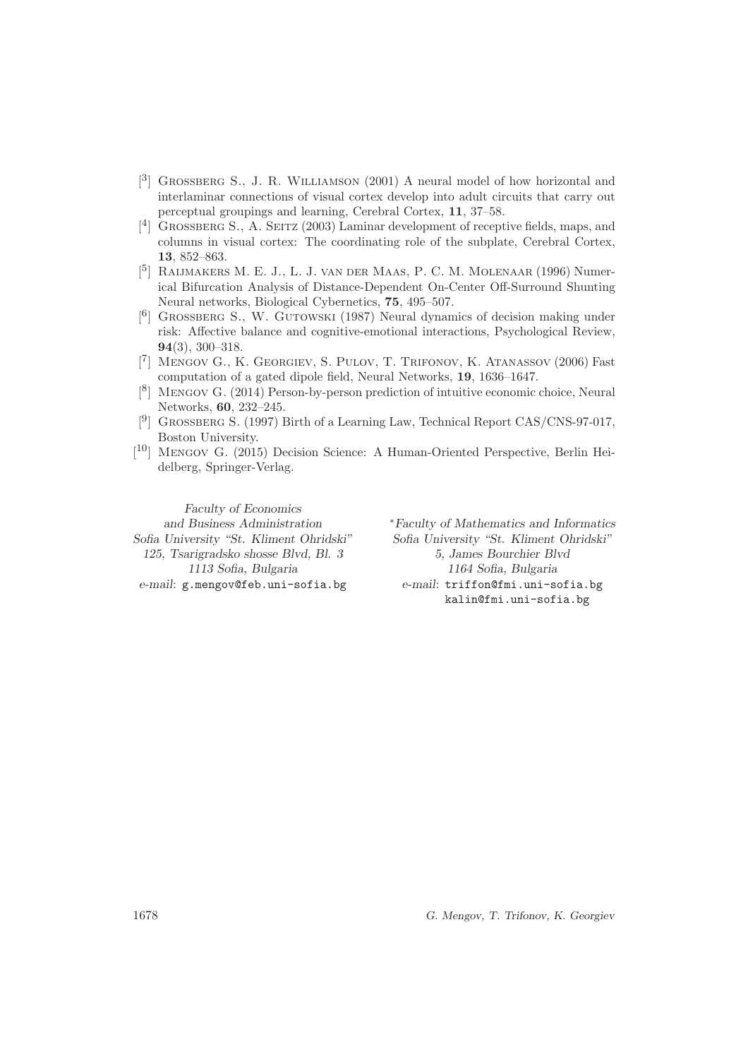[3] Grossberg S., J. R. Williamson (2001) A neural model of how horizontal and interlaminar connections of visual cortex develop into adult circuits that carry out perceptual groupings and learning, Cerebral Cortex, **11**, 37–58.

[4] Grossberg S., A. Seitz (2003) Laminar development of receptive fields, maps, and columns in visual cortex: The coordinating role of the subplate, Cerebral Cortex, **13**, 852–863.

[5] Raijmakers M. E. J., L. J. van der Maas, P. C. M. Molenaar (1996) Numerical Bifurcation Analysis of Distance-Dependent On-Center Off-Surround Shunting Neural networks, Biological Cybernetics, **75**, 495–507.

[6] Grossberg S., W. Gutowski (1987) Neural dynamics of decision making under risk: Affective balance and cognitive-emotional interactions, Psychological Review, **94**(3), 300–318.

[7] Mengov G., K. Georgiev, S. Pulov, T. Trifonov, K. Atanassov (2006) Fast computation of a gated dipole field, Neural Networks, **19**, 1636–1647.

[8] Mengov G. (2014) Person-by-person prediction of intuitive economic choice, Neural Networks, **60**, 232–245.

[9] Grossberg S. (1997) Birth of a Learning Law, Technical Report CAS/CNS-97-017, Boston University.

[10] Mengov G. (2015) Decision Science: A Human-Oriented Perspective, Berlin Heidelberg, Springer-Verlag.

*Faculty of Economics*
*and Business Administration*
*Sofia University "St. Kliment Ohridski"*
*125, Tsarigradsko shosse Blvd, Bl. 3*
*1113 Sofia, Bulgaria*
*e-mail*: g.mengov@feb.uni-sofia.bg

*Faculty of Mathematics and Informatics*
*Sofia University "St. Kliment Ohridski"*
*5, James Bourchier Blvd*
*1164 Sofia, Bulgaria*
*e-mail*: triffon@fmi.uni-sofia.bg
kalin@fmi.uni-sofia.bg